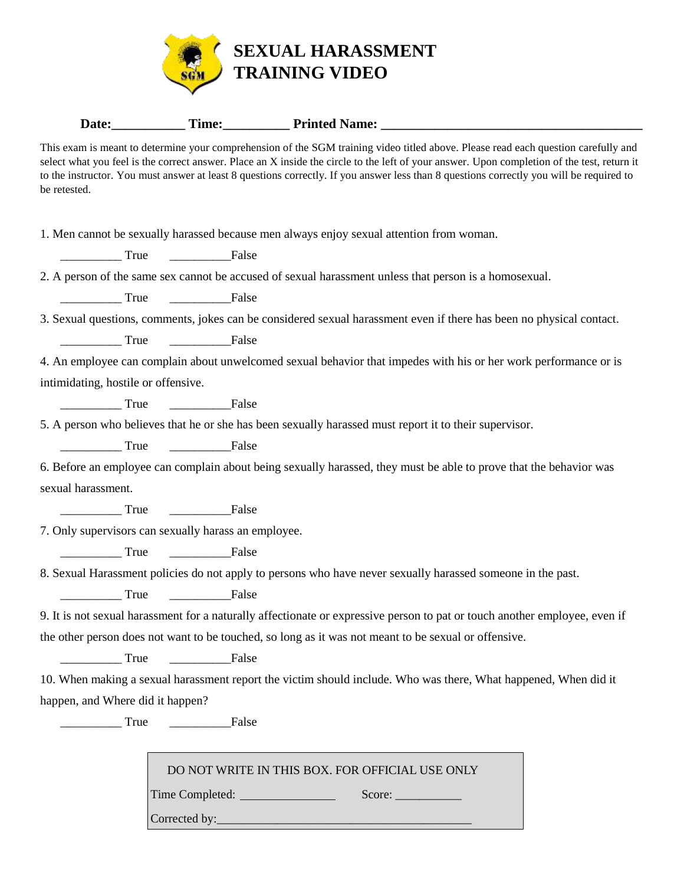# SEXUAL HARASSMENT TRAINING VIDEO

**Date:___________ Time:__________ Printed Name: _______________________________________**

This exam is meant to determine your comprehension of the SGM training video titled above. Please read each question carefully and select what you feel is the correct answer. Place an X inside the circle to the left of your answer. Upon completion of the test, return it to the instructor. You must answer at least 8 questions correctly. If you answer less than 8 questions correctly you will be required to be retested.

1. Men cannot be sexually harassed because men always enjoy sexual attention from woman.

   __________ True __________False

2. A person of the same sex cannot be accused of sexual harassment unless that person is a homosexual.

   __________ True __________False

3. Sexual questions, comments, jokes can be considered sexual harassment even if there has been no physical contact.

   __________ True __________False

4. An employee can complain about unwelcomed sexual behavior that impedes with his or her work performance or is intimidating, hostile or offensive.

   __________ True __________False

5. A person who believes that he or she has been sexually harassed must report it to their supervisor.

   __________ True __________False

6. Before an employee can complain about being sexually harassed, they must be able to prove that the behavior was sexual harassment.

   __________ True __________False

7. Only supervisors can sexually harass an employee.

   __________ True __________False

8. Sexual Harassment policies do not apply to persons who have never sexually harassed someone in the past.

   __________ True __________False

9. It is not sexual harassment for a naturally affectionate or expressive person to pat or touch another employee, even if the other person does not want to be touched, so long as it was not meant to be sexual or offensive.

   __________ True __________False

10. When making a sexual harassment report the victim should include. Who was there, What happened, When did it happen, and Where did it happen?

   __________ True __________False

DO NOT WRITE IN THIS BOX. FOR OFFICIAL USE ONLY

Time Completed: _______________ Score: ___________

Corrected by:_________________________________________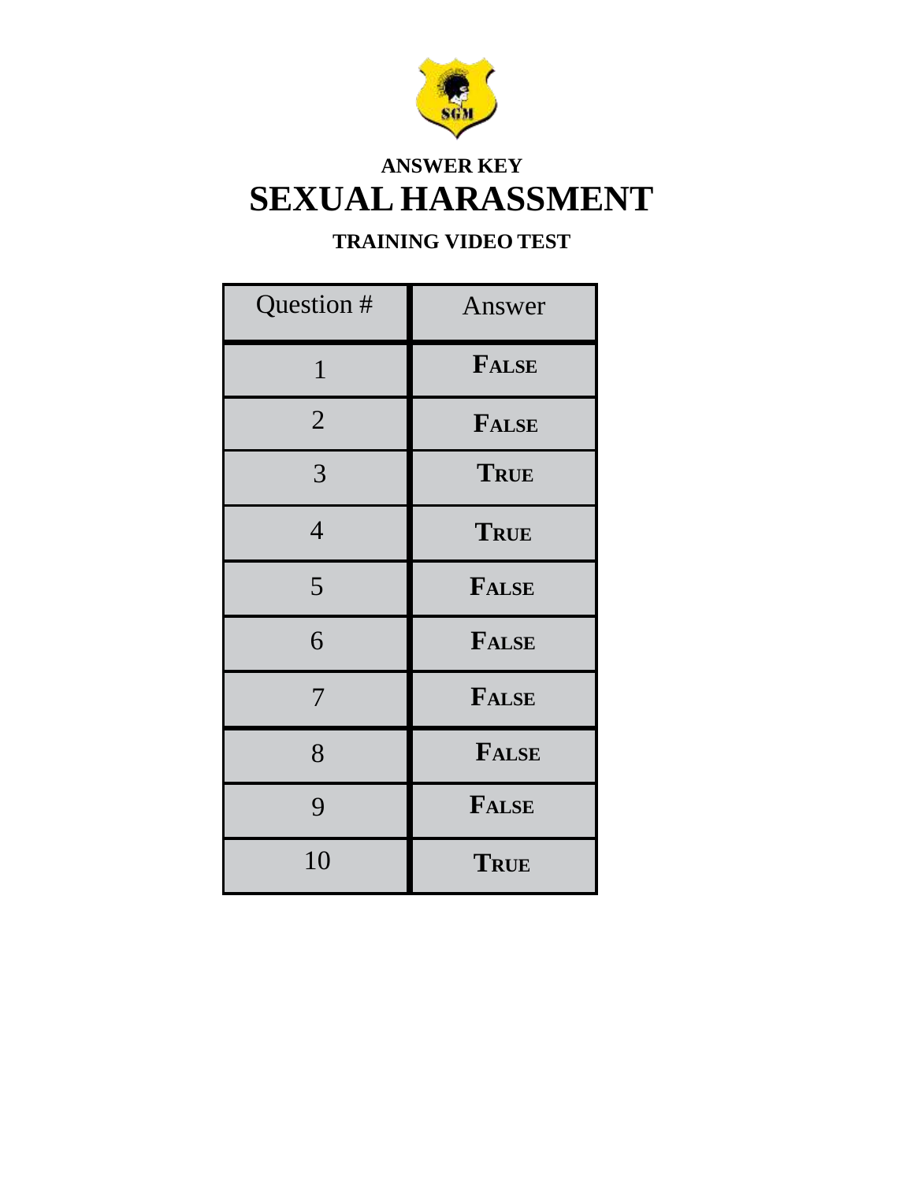**ANSWER KEY**

# SEXUAL HARASSMENT

**TRAINING VIDEO TEST**

| Question # | Answer |
| --- | --- |
| 1 | **FALSE** |
| 2 | **FALSE** |
| 3 | **TRUE** |
| 4 | **TRUE** |
| 5 | **FALSE** |
| 6 | **FALSE** |
| 7 | **FALSE** |
| 8 | **FALSE** |
| 9 | **FALSE** |
| 10 | **TRUE** |